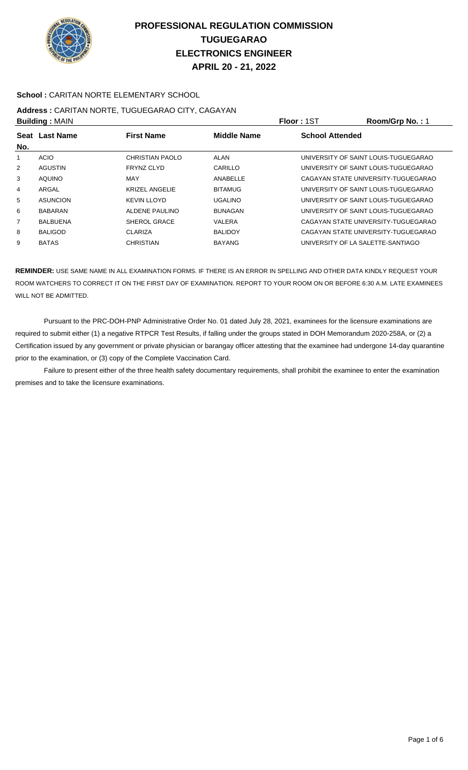# PROFESSIONAL REGULATION COMMISSION
## TUGUEGARAO
## ELECTRONICS ENGINEER
## APRIL 20 - 21, 2022

**School :** CARITAN NORTE ELEMENTARY SCHOOL

**Address :** CARITAN NORTE, TUGUEGARAO CITY, CAGAYAN

**Building :** MAIN **Floor :** 1ST **Room/Grp No. :** 1

| Seat No. | Last Name | First Name | Middle Name | School Attended |
|---|---|---|---|---|
| 1 | ACIO | CHRISTIAN PAOLO | ALAN | UNIVERSITY OF SAINT LOUIS-TUGUEGARAO |
| 2 | AGUSTIN | FRYNZ CLYD | CARILLO | UNIVERSITY OF SAINT LOUIS-TUGUEGARAO |
| 3 | AQUINO | MAY | ANABELLE | CAGAYAN STATE UNIVERSITY-TUGUEGARAO |
| 4 | ARGAL | KRIZEL ANGELIE | BITAMUG | UNIVERSITY OF SAINT LOUIS-TUGUEGARAO |
| 5 | ASUNCION | KEVIN LLOYD | UGALINO | UNIVERSITY OF SAINT LOUIS-TUGUEGARAO |
| 6 | BABARAN | ALDENE PAULINO | BUNAGAN | UNIVERSITY OF SAINT LOUIS-TUGUEGARAO |
| 7 | BALBUENA | SHEROL GRACE | VALERA | CAGAYAN STATE UNIVERSITY-TUGUEGARAO |
| 8 | BALIGOD | CLARIZA | BALIDOY | CAGAYAN STATE UNIVERSITY-TUGUEGARAO |
| 9 | BATAS | CHRISTIAN | BAYANG | UNIVERSITY OF LA SALETTE-SANTIAGO |

**REMINDER:** USE SAME NAME IN ALL EXAMINATION FORMS. IF THERE IS AN ERROR IN SPELLING AND OTHER DATA KINDLY REQUEST YOUR ROOM WATCHERS TO CORRECT IT ON THE FIRST DAY OF EXAMINATION. REPORT TO YOUR ROOM ON OR BEFORE 6:30 A.M. LATE EXAMINEES WILL NOT BE ADMITTED.

Pursuant to the PRC-DOH-PNP Administrative Order No. 01 dated July 28, 2021, examinees for the licensure examinations are required to submit either (1) a negative RTPCR Test Results, if falling under the groups stated in DOH Memorandum 2020-258A, or (2) a Certification issued by any government or private physician or barangay officer attesting that the examinee had undergone 14-day quarantine prior to the examination, or (3) copy of the Complete Vaccination Card.

Failure to present either of the three health safety documentary requirements, shall prohibit the examinee to enter the examination premises and to take the licensure examinations.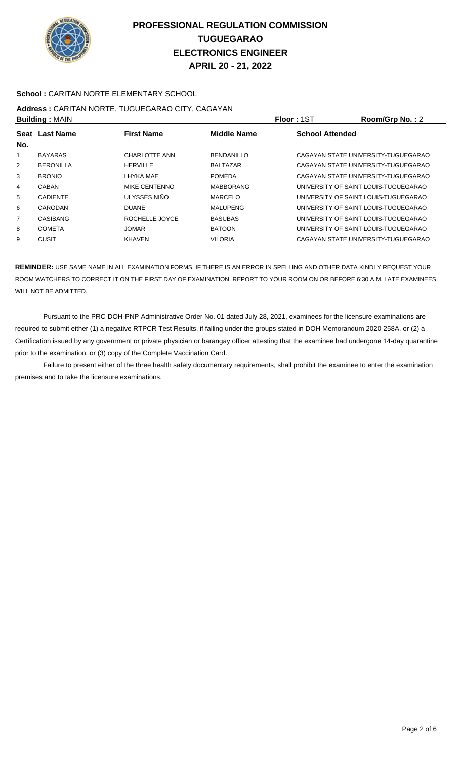# PROFESSIONAL REGULATION COMMISSION
# TUGUEGARAO
# ELECTRONICS ENGINEER
# APRIL 20 - 21, 2022

**School :** CARITAN NORTE ELEMENTARY SCHOOL

**Address :** CARITAN NORTE, TUGUEGARAO CITY, CAGAYAN

**Building :** MAIN **Floor :** 1ST **Room/Grp No. :** 2

| Seat No. | Last Name | First Name | Middle Name | School Attended |
|---|---|---|---|---|
| 1 | BAYARAS | CHARLOTTE ANN | BENDANILLO | CAGAYAN STATE UNIVERSITY-TUGUEGARAO |
| 2 | BERONILLA | HERVILLE | BALTAZAR | CAGAYAN STATE UNIVERSITY-TUGUEGARAO |
| 3 | BRONIO | LHYKA MAE | POMEDA | CAGAYAN STATE UNIVERSITY-TUGUEGARAO |
| 4 | CABAN | MIKE CENTENNO | MABBORANG | UNIVERSITY OF SAINT LOUIS-TUGUEGARAO |
| 5 | CADIENTE | ULYSSES NIÑO | MARCELO | UNIVERSITY OF SAINT LOUIS-TUGUEGARAO |
| 6 | CARODAN | DUANE | MALUPENG | UNIVERSITY OF SAINT LOUIS-TUGUEGARAO |
| 7 | CASIBANG | ROCHELLE JOYCE | BASUBAS | UNIVERSITY OF SAINT LOUIS-TUGUEGARAO |
| 8 | COMETA | JOMAR | BATOON | UNIVERSITY OF SAINT LOUIS-TUGUEGARAO |
| 9 | CUSIT | KHAVEN | VILORIA | CAGAYAN STATE UNIVERSITY-TUGUEGARAO |

**REMINDER:** USE SAME NAME IN ALL EXAMINATION FORMS. IF THERE IS AN ERROR IN SPELLING AND OTHER DATA KINDLY REQUEST YOUR ROOM WATCHERS TO CORRECT IT ON THE FIRST DAY OF EXAMINATION. REPORT TO YOUR ROOM ON OR BEFORE 6:30 A.M. LATE EXAMINEES WILL NOT BE ADMITTED.

Pursuant to the PRC-DOH-PNP Administrative Order No. 01 dated July 28, 2021, examinees for the licensure examinations are required to submit either (1) a negative RTPCR Test Results, if falling under the groups stated in DOH Memorandum 2020-258A, or (2) a Certification issued by any government or private physician or barangay officer attesting that the examinee had undergone 14-day quarantine prior to the examination, or (3) copy of the Complete Vaccination Card.

Failure to present either of the three health safety documentary requirements, shall prohibit the examinee to enter the examination premises and to take the licensure examinations.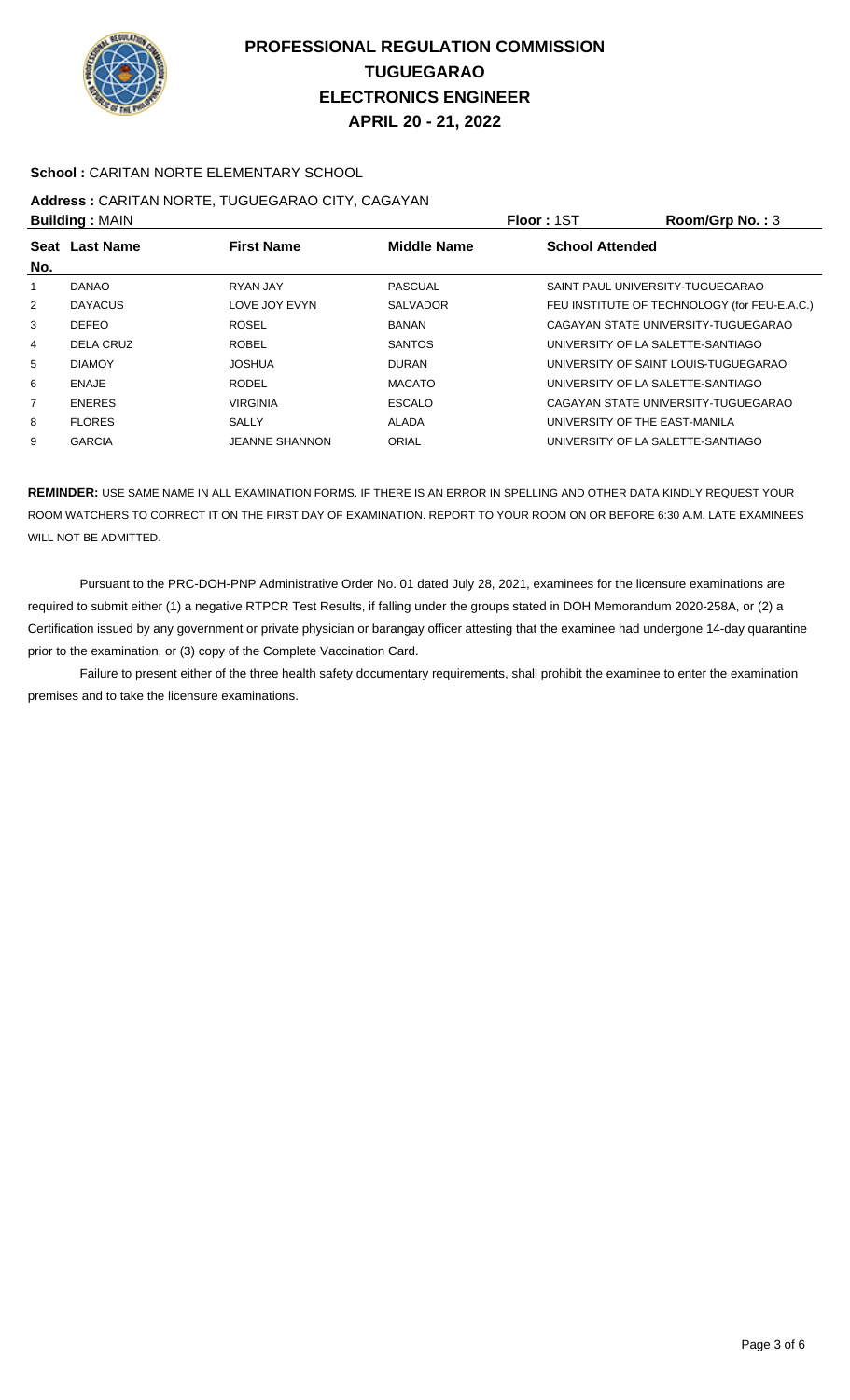# PROFESSIONAL REGULATION COMMISSION
# TUGUEGARAO
# ELECTRONICS ENGINEER
# APRIL 20 - 21, 2022

**School :** CARITAN NORTE ELEMENTARY SCHOOL

**Address :** CARITAN NORTE, TUGUEGARAO CITY, CAGAYAN

**Building :** MAIN **Floor :** 1ST **Room/Grp No. :** 3

| Seat No. | Last Name | First Name | Middle Name | School Attended |
|---|---|---|---|---|
| 1 | DANAO | RYAN JAY | PASCUAL | SAINT PAUL UNIVERSITY-TUGUEGARAO |
| 2 | DAYACUS | LOVE JOY EVYN | SALVADOR | FEU INSTITUTE OF TECHNOLOGY (for FEU-E.A.C.) |
| 3 | DEFEO | ROSEL | BANAN | CAGAYAN STATE UNIVERSITY-TUGUEGARAO |
| 4 | DELA CRUZ | ROBEL | SANTOS | UNIVERSITY OF LA SALETTE-SANTIAGO |
| 5 | DIAMOY | JOSHUA | DURAN | UNIVERSITY OF SAINT LOUIS-TUGUEGARAO |
| 6 | ENAJE | RODEL | MACATO | UNIVERSITY OF LA SALETTE-SANTIAGO |
| 7 | ENERES | VIRGINIA | ESCALO | CAGAYAN STATE UNIVERSITY-TUGUEGARAO |
| 8 | FLORES | SALLY | ALADA | UNIVERSITY OF THE EAST-MANILA |
| 9 | GARCIA | JEANNE SHANNON | ORIAL | UNIVERSITY OF LA SALETTE-SANTIAGO |

**REMINDER:** USE SAME NAME IN ALL EXAMINATION FORMS. IF THERE IS AN ERROR IN SPELLING AND OTHER DATA KINDLY REQUEST YOUR ROOM WATCHERS TO CORRECT IT ON THE FIRST DAY OF EXAMINATION. REPORT TO YOUR ROOM ON OR BEFORE 6:30 A.M. LATE EXAMINEES WILL NOT BE ADMITTED.

Pursuant to the PRC-DOH-PNP Administrative Order No. 01 dated July 28, 2021, examinees for the licensure examinations are required to submit either (1) a negative RTPCR Test Results, if falling under the groups stated in DOH Memorandum 2020-258A, or (2) a Certification issued by any government or private physician or barangay officer attesting that the examinee had undergone 14-day quarantine prior to the examination, or (3) copy of the Complete Vaccination Card.

Failure to present either of the three health safety documentary requirements, shall prohibit the examinee to enter the examination premises and to take the licensure examinations.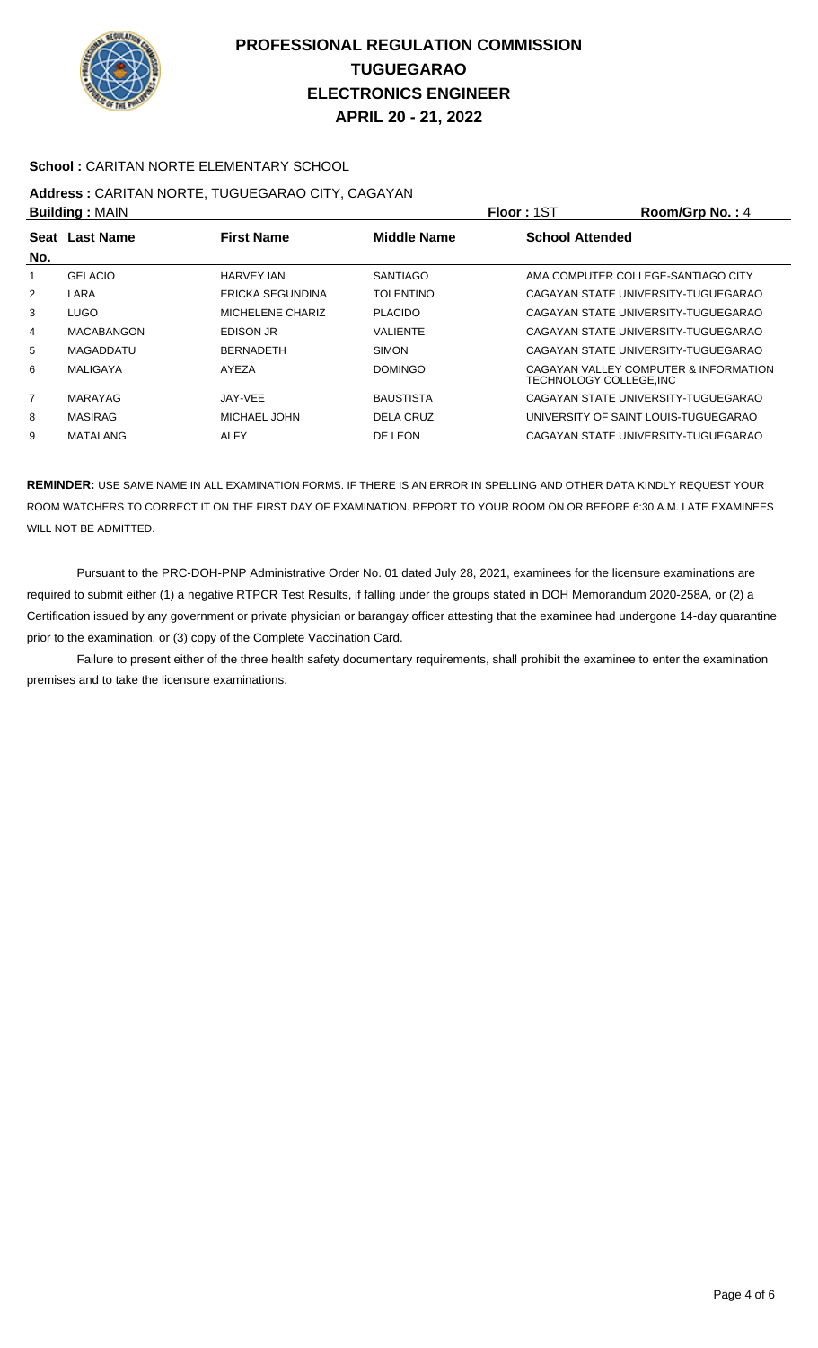# PROFESSIONAL REGULATION COMMISSION
# TUGUEGARAO
# ELECTRONICS ENGINEER
# APRIL 20 - 21, 2022

**School :** CARITAN NORTE ELEMENTARY SCHOOL

**Address :** CARITAN NORTE, TUGUEGARAO CITY, CAGAYAN

**Building :** MAIN  **Floor :** 1ST  **Room/Grp No. :** 4

| Seat No. | Last Name | First Name | Middle Name | School Attended |
|---|---|---|---|---|
| 1 | GELACIO | HARVEY IAN | SANTIAGO | AMA COMPUTER COLLEGE-SANTIAGO CITY |
| 2 | LARA | ERICKA SEGUNDINA | TOLENTINO | CAGAYAN STATE UNIVERSITY-TUGUEGARAO |
| 3 | LUGO | MICHELENE CHARIZ | PLACIDO | CAGAYAN STATE UNIVERSITY-TUGUEGARAO |
| 4 | MACABANGON | EDISON JR | VALIENTE | CAGAYAN STATE UNIVERSITY-TUGUEGARAO |
| 5 | MAGADDATU | BERNADETH | SIMON | CAGAYAN STATE UNIVERSITY-TUGUEGARAO |
| 6 | MALIGAYA | AYEZA | DOMINGO | CAGAYAN VALLEY COMPUTER & INFORMATION TECHNOLOGY COLLEGE,INC |
| 7 | MARAYAG | JAY-VEE | BAUSTISTA | CAGAYAN STATE UNIVERSITY-TUGUEGARAO |
| 8 | MASIRAG | MICHAEL JOHN | DELA CRUZ | UNIVERSITY OF SAINT LOUIS-TUGUEGARAO |
| 9 | MATALANG | ALFY | DE LEON | CAGAYAN STATE UNIVERSITY-TUGUEGARAO |

**REMINDER:** USE SAME NAME IN ALL EXAMINATION FORMS. IF THERE IS AN ERROR IN SPELLING AND OTHER DATA KINDLY REQUEST YOUR ROOM WATCHERS TO CORRECT IT ON THE FIRST DAY OF EXAMINATION. REPORT TO YOUR ROOM ON OR BEFORE 6:30 A.M. LATE EXAMINEES WILL NOT BE ADMITTED.

Pursuant to the PRC-DOH-PNP Administrative Order No. 01 dated July 28, 2021, examinees for the licensure examinations are required to submit either (1) a negative RTPCR Test Results, if falling under the groups stated in DOH Memorandum 2020-258A, or (2) a Certification issued by any government or private physician or barangay officer attesting that the examinee had undergone 14-day quarantine prior to the examination, or (3) copy of the Complete Vaccination Card.

Failure to present either of the three health safety documentary requirements, shall prohibit the examinee to enter the examination premises and to take the licensure examinations.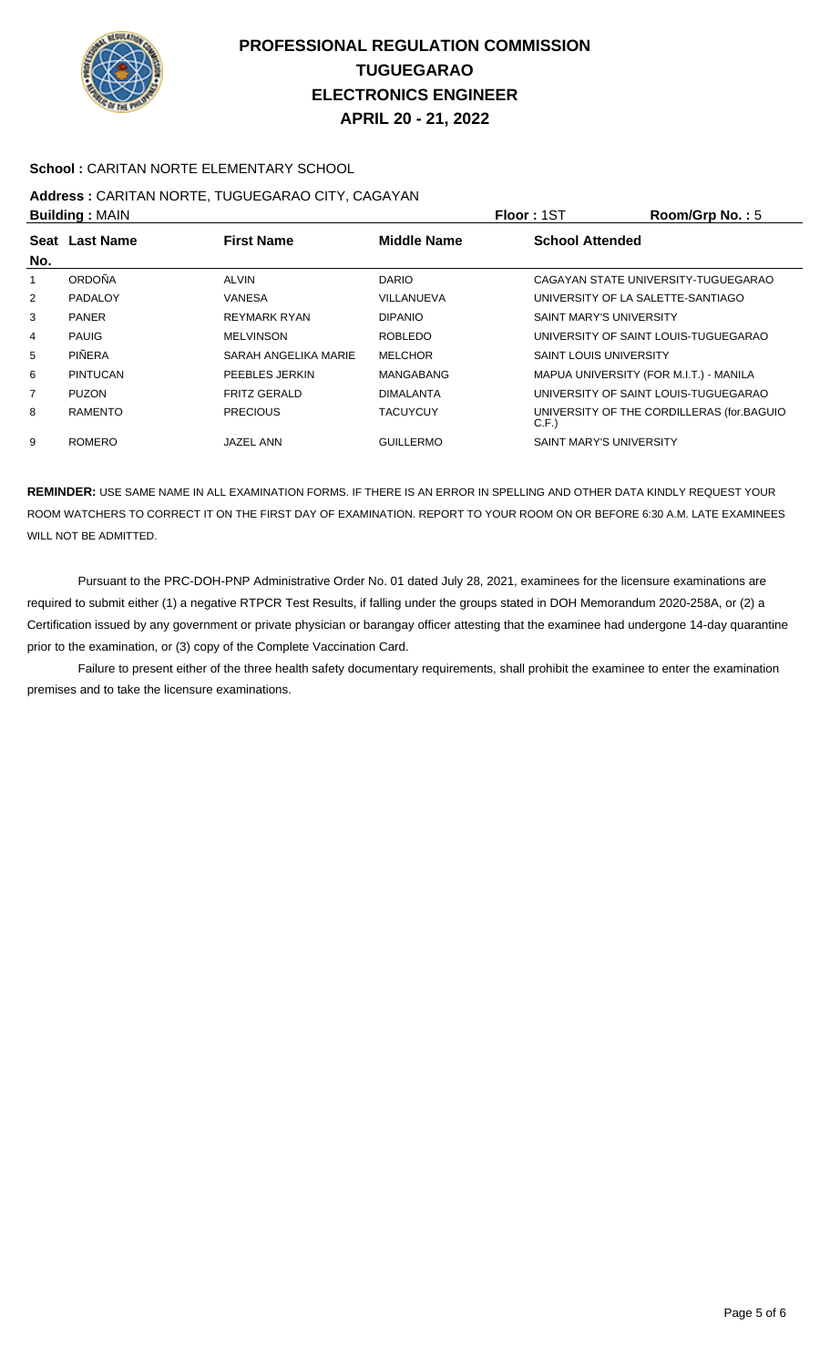# PROFESSIONAL REGULATION COMMISSION
# TUGUEGARAO
# ELECTRONICS ENGINEER
# APRIL 20 - 21, 2022

**School :** CARITAN NORTE ELEMENTARY SCHOOL

**Address :** CARITAN NORTE, TUGUEGARAO CITY, CAGAYAN

**Building :** MAIN **Floor :** 1ST **Room/Grp No. :** 5

| Seat No. | Last Name | First Name | Middle Name | School Attended |
|---|---|---|---|---|
| 1 | ORDOÑA | ALVIN | DARIO | CAGAYAN STATE UNIVERSITY-TUGUEGARAO |
| 2 | PADALOY | VANESA | VILLANUEVA | UNIVERSITY OF LA SALETTE-SANTIAGO |
| 3 | PANER | REYMARK RYAN | DIPANIO | SAINT MARY'S UNIVERSITY |
| 4 | PAUIG | MELVINSON | ROBLEDO | UNIVERSITY OF SAINT LOUIS-TUGUEGARAO |
| 5 | PIÑERA | SARAH ANGELIKA MARIE | MELCHOR | SAINT LOUIS UNIVERSITY |
| 6 | PINTUCAN | PEEBLES JERKIN | MANGABANG | MAPUA UNIVERSITY (FOR M.I.T.) - MANILA |
| 7 | PUZON | FRITZ GERALD | DIMALANTA | UNIVERSITY OF SAINT LOUIS-TUGUEGARAO |
| 8 | RAMENTO | PRECIOUS | TACUYCUY | UNIVERSITY OF THE CORDILLERAS (for.BAGUIO C.F.) |
| 9 | ROMERO | JAZEL ANN | GUILLERMO | SAINT MARY'S UNIVERSITY |

**REMINDER:** USE SAME NAME IN ALL EXAMINATION FORMS. IF THERE IS AN ERROR IN SPELLING AND OTHER DATA KINDLY REQUEST YOUR ROOM WATCHERS TO CORRECT IT ON THE FIRST DAY OF EXAMINATION. REPORT TO YOUR ROOM ON OR BEFORE 6:30 A.M. LATE EXAMINEES WILL NOT BE ADMITTED.

Pursuant to the PRC-DOH-PNP Administrative Order No. 01 dated July 28, 2021, examinees for the licensure examinations are required to submit either (1) a negative RTPCR Test Results, if falling under the groups stated in DOH Memorandum 2020-258A, or (2) a Certification issued by any government or private physician or barangay officer attesting that the examinee had undergone 14-day quarantine prior to the examination, or (3) copy of the Complete Vaccination Card.

Failure to present either of the three health safety documentary requirements, shall prohibit the examinee to enter the examination premises and to take the licensure examinations.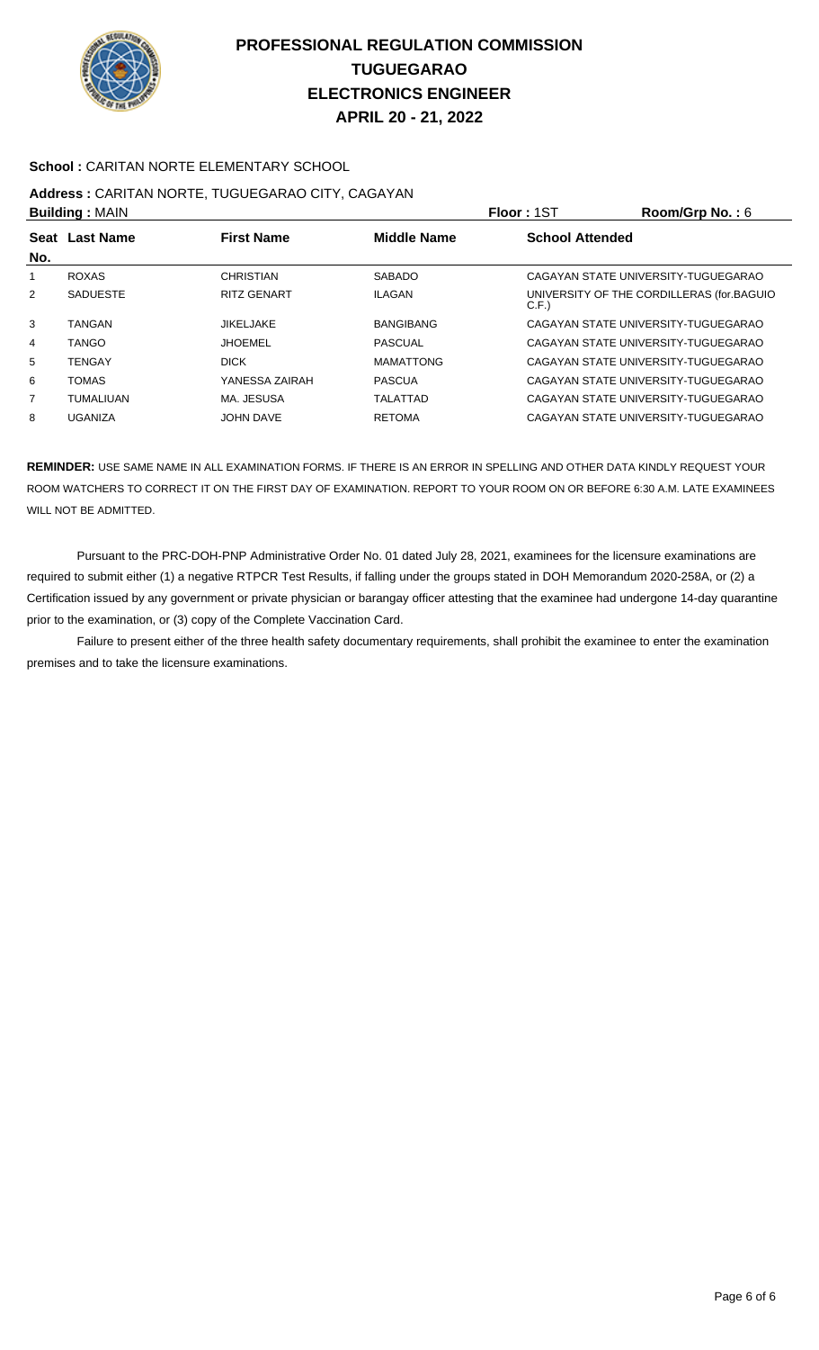# PROFESSIONAL REGULATION COMMISSION
# TUGUEGARAO
# ELECTRONICS ENGINEER
# APRIL 20 - 21, 2022

**School :** CARITAN NORTE ELEMENTARY SCHOOL

**Address :** CARITAN NORTE, TUGUEGARAO CITY, CAGAYAN

**Building :** MAIN **Floor :** 1ST **Room/Grp No. :** 6

| Seat No. | Last Name | First Name | Middle Name | School Attended |
|---|---|---|---|---|
| 1 | ROXAS | CHRISTIAN | SABADO | CAGAYAN STATE UNIVERSITY-TUGUEGARAO |
| 2 | SADUESTE | RITZ GENART | ILAGAN | UNIVERSITY OF THE CORDILLERAS (for.BAGUIO C.F.) |
| 3 | TANGAN | JIKELJAKE | BANGIBANG | CAGAYAN STATE UNIVERSITY-TUGUEGARAO |
| 4 | TANGO | JHOEMEL | PASCUAL | CAGAYAN STATE UNIVERSITY-TUGUEGARAO |
| 5 | TENGAY | DICK | MAMATTONG | CAGAYAN STATE UNIVERSITY-TUGUEGARAO |
| 6 | TOMAS | YANESSA ZAIRAH | PASCUA | CAGAYAN STATE UNIVERSITY-TUGUEGARAO |
| 7 | TUMALIUAN | MA. JESUSA | TALATTAD | CAGAYAN STATE UNIVERSITY-TUGUEGARAO |
| 8 | UGANIZA | JOHN DAVE | RETOMA | CAGAYAN STATE UNIVERSITY-TUGUEGARAO |

**REMINDER:** USE SAME NAME IN ALL EXAMINATION FORMS. IF THERE IS AN ERROR IN SPELLING AND OTHER DATA KINDLY REQUEST YOUR ROOM WATCHERS TO CORRECT IT ON THE FIRST DAY OF EXAMINATION. REPORT TO YOUR ROOM ON OR BEFORE 6:30 A.M. LATE EXAMINEES WILL NOT BE ADMITTED.

Pursuant to the PRC-DOH-PNP Administrative Order No. 01 dated July 28, 2021, examinees for the licensure examinations are required to submit either (1) a negative RTPCR Test Results, if falling under the groups stated in DOH Memorandum 2020-258A, or (2) a Certification issued by any government or private physician or barangay officer attesting that the examinee had undergone 14-day quarantine prior to the examination, or (3) copy of the Complete Vaccination Card.

Failure to present either of the three health safety documentary requirements, shall prohibit the examinee to enter the examination premises and to take the licensure examinations.